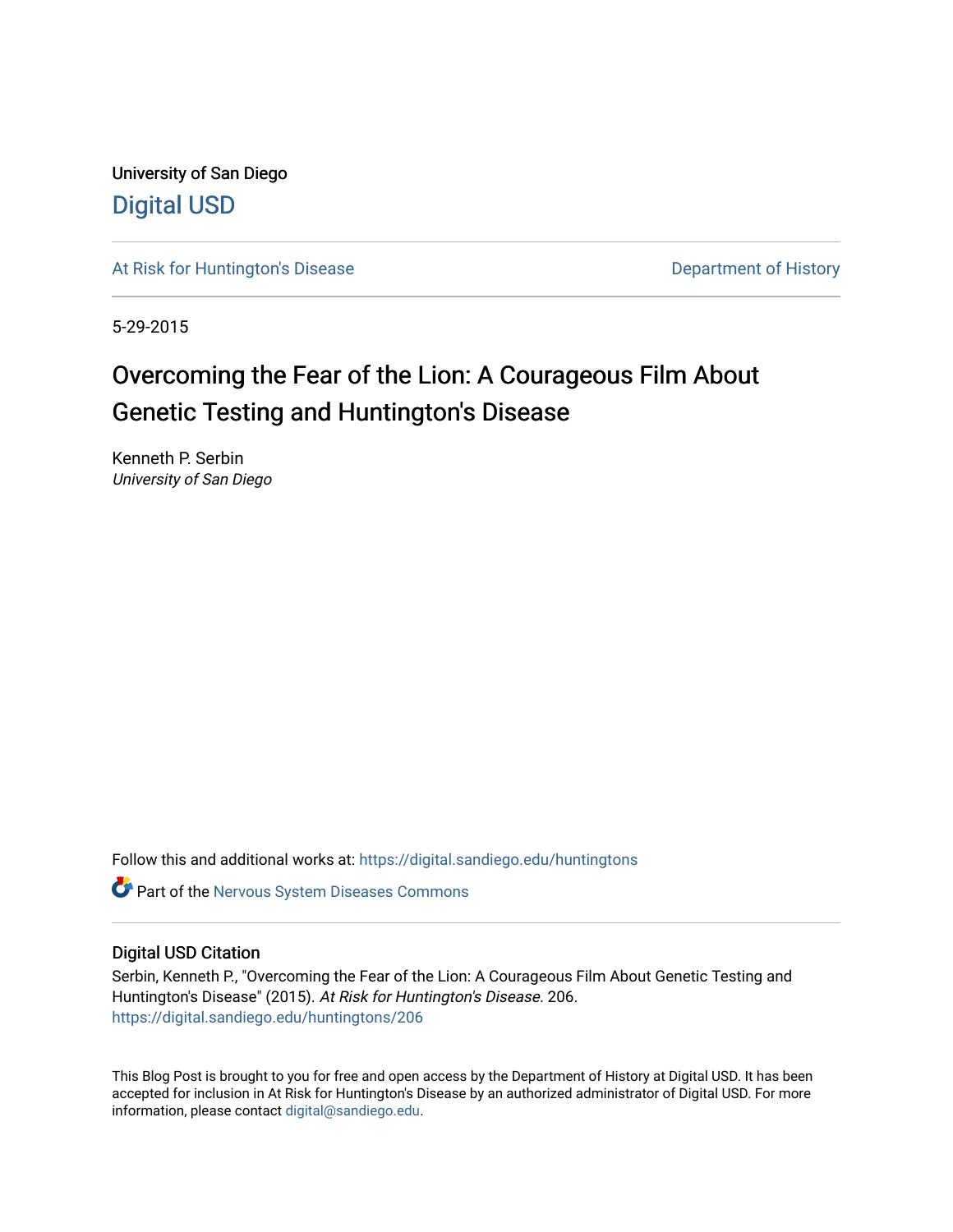University of San Diego

# Digital USD

At Risk for Huntington's Disease

Department of History

5-29-2015

# Overcoming the Fear of the Lion: A Courageous Film About Genetic Testing and Huntington's Disease

Kenneth P. Serbin
*University of San Diego*

Follow this and additional works at: https://digital.sandiego.edu/huntingtons

Part of the Nervous System Diseases Commons

## Digital USD Citation

Serbin, Kenneth P., "Overcoming the Fear of the Lion: A Courageous Film About Genetic Testing and Huntington's Disease" (2015). *At Risk for Huntington's Disease*. 206.
https://digital.sandiego.edu/huntingtons/206

This Blog Post is brought to you for free and open access by the Department of History at Digital USD. It has been accepted for inclusion in At Risk for Huntington's Disease by an authorized administrator of Digital USD. For more information, please contact digital@sandiego.edu.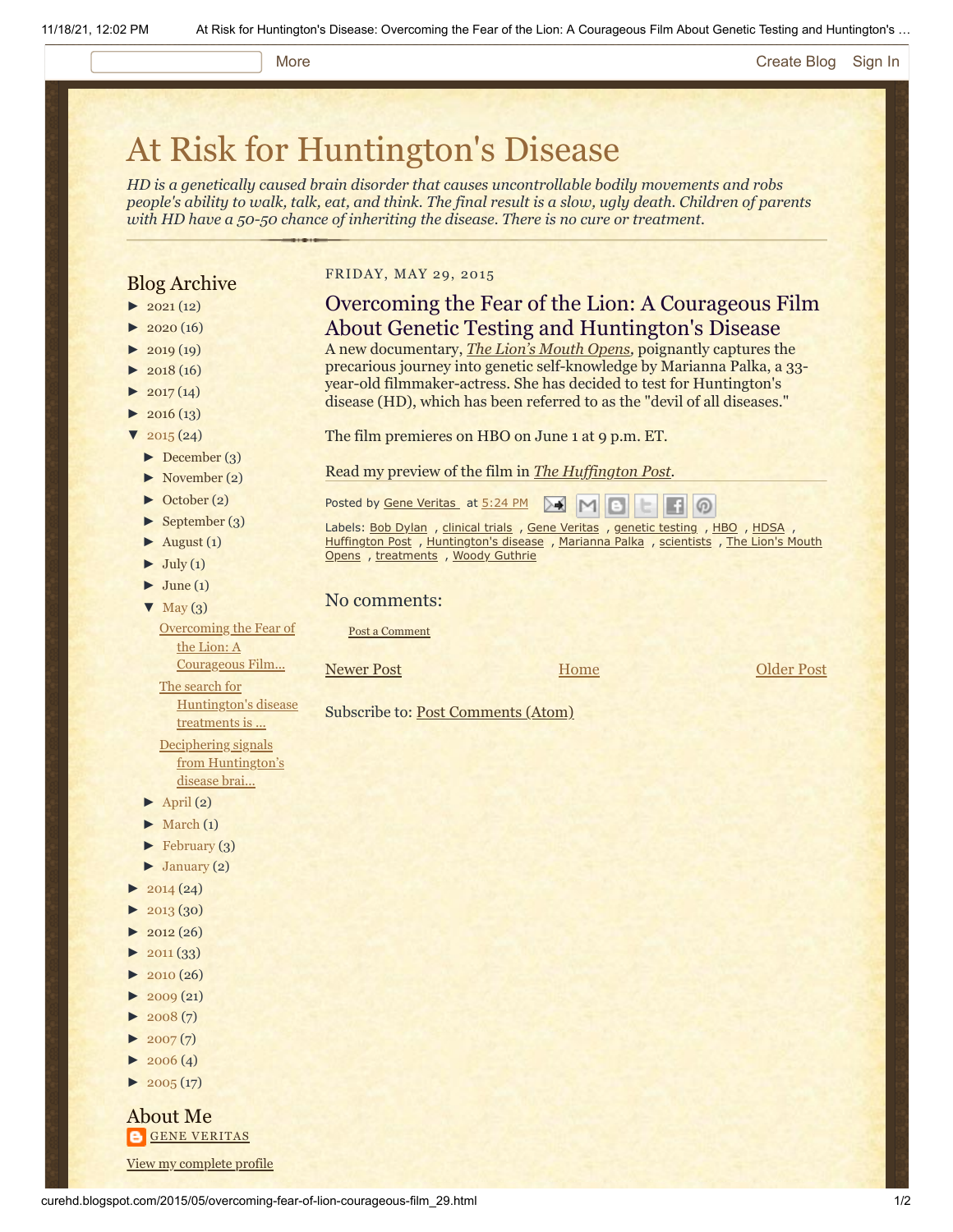# At Risk for Huntington's Disease

*HD is a genetically caused brain disorder that causes uncontrollable bodily movements and robs people's ability to walk, talk, eat, and think. The final result is a slow, ugly death. Children of parents with HD have a 50-50 chance of inheriting the disease. There is no cure or treatment.*

## Blog Archive

- ► 2021 (12)
- ► 2020 (16)
- ► 2019 (19)
- ► 2018 (16)
- ► 2017 (14)
- ► 2016 (13)
- ▼ 2015 (24)
  - ► December (3)
  - ► November (2)
  - ► October (2)
  - ► September (3)
  - ► August (1)
  - ► July (1)
  - ► June (1)
  - ▼ May (3)
    - Overcoming the Fear of the Lion: A Courageous Film...
    - The search for Huntington's disease treatments is ...
    - Deciphering signals from Huntington's disease brai...
  - ► April (2)
  - ► March (1)
  - ► February (3)
  - ► January (2)
- ► 2014 (24)
- ► 2013 (30)
- ► 2012 (26)
- ► 2011 (33)
- ► 2010 (26)
- ► 2009 (21)
- ► 2008 (7)
- ► 2007 (7)
- ► 2006 (4)
- ► 2005 (17)

## About Me

GENE VERITAS

View my complete profile

FRIDAY, MAY 29, 2015

## Overcoming the Fear of the Lion: A Courageous Film About Genetic Testing and Huntington's Disease

A new documentary, *The Lion's Mouth Opens*, poignantly captures the precarious journey into genetic self-knowledge by Marianna Palka, a 33-year-old filmmaker-actress. She has decided to test for Huntington's disease (HD), which has been referred to as the "devil of all diseases."

The film premieres on HBO on June 1 at 9 p.m. ET.

Read my preview of the film in *The Huffington Post*.

Posted by Gene Veritas at 5:24 PM

Labels: Bob Dylan , clinical trials , Gene Veritas , genetic testing , HBO , HDSA , Huffington Post , Huntington's disease , Marianna Palka , scientists , The Lion's Mouth Opens , treatments , Woody Guthrie

## No comments:

Post a Comment

Newer Post | Home | Older Post

Subscribe to: Post Comments (Atom)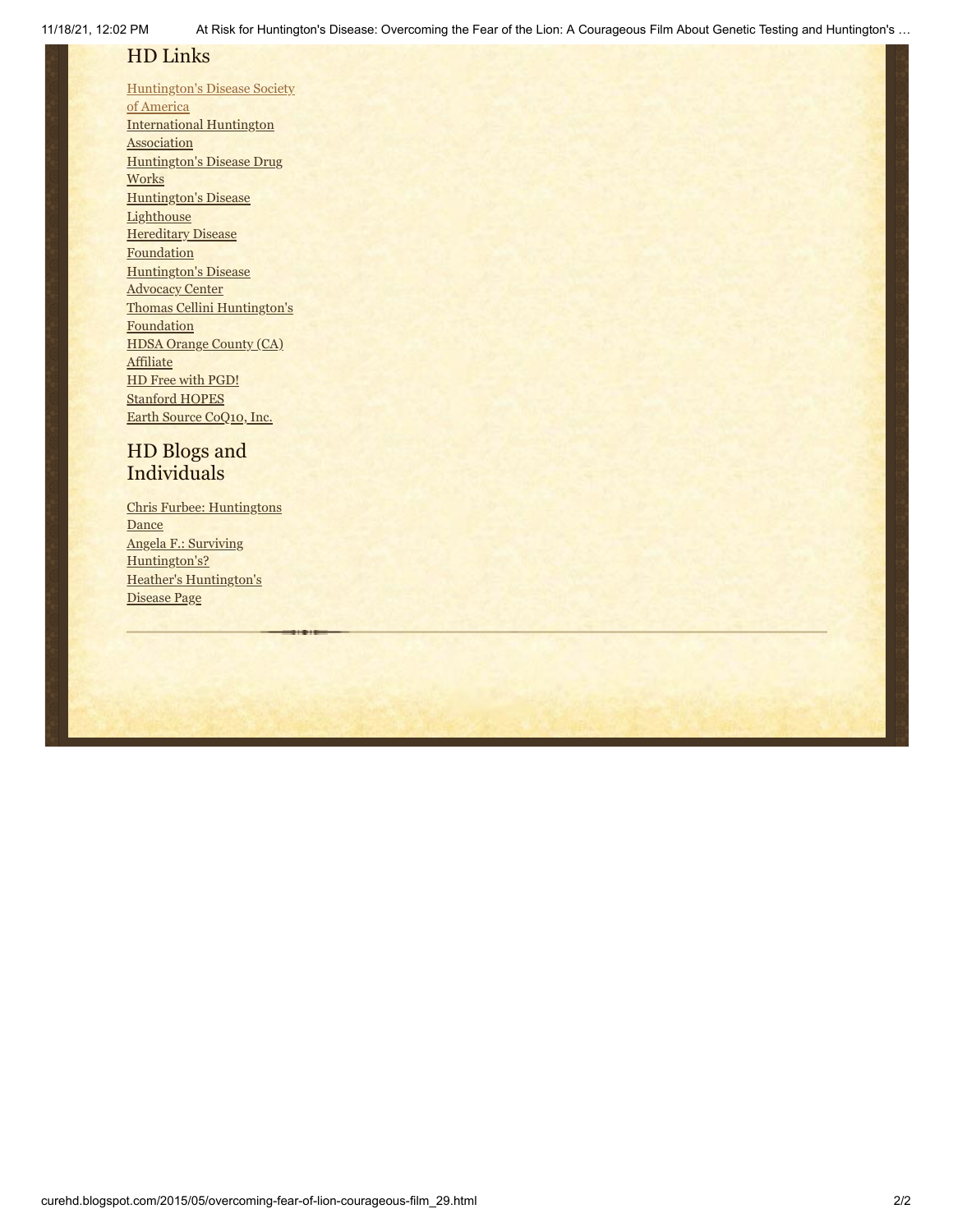## HD Links

Huntington's Disease Society of America
International Huntington Association
Huntington's Disease Drug Works
Huntington's Disease Lighthouse
Hereditary Disease Foundation
Huntington's Disease Advocacy Center
Thomas Cellini Huntington's Foundation
HDSA Orange County (CA) Affiliate
HD Free with PGD!
Stanford HOPES
Earth Source CoQ10, Inc.

## HD Blogs and Individuals

Chris Furbee: Huntingtons Dance
Angela F.: Surviving Huntington's?
Heather's Huntington's Disease Page